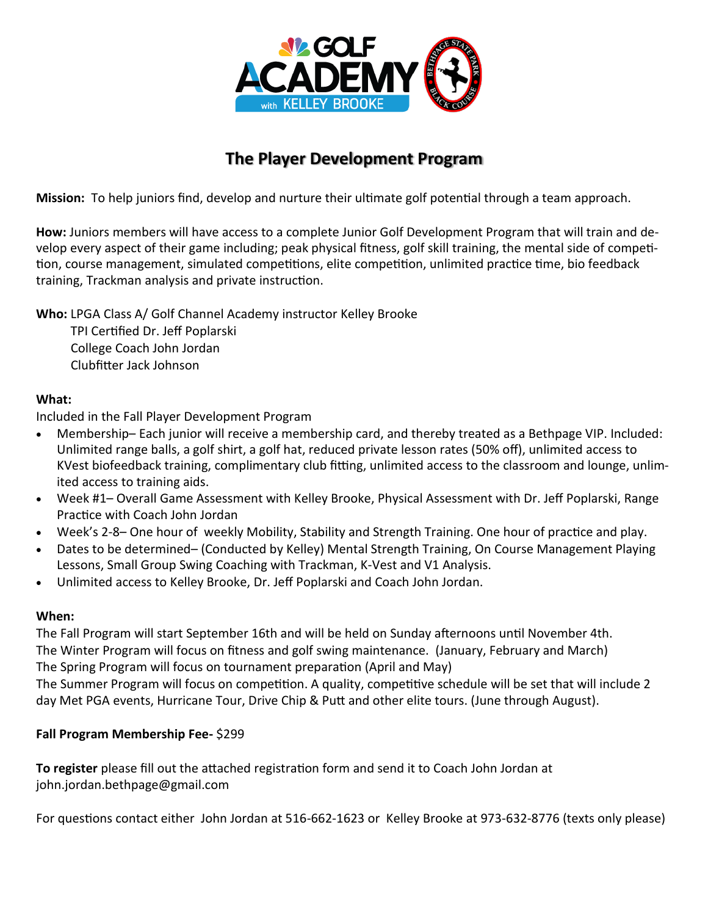# The Player Development Program

**Mission:** To help juniors find, develop and nurture their ultimate golf potential through a team approach.

**How:** Juniors members will have access to a complete Junior Golf Development Program that will train and develop every aspect of their game including; peak physical fitness, golf skill training, the mental side of competition, course management, simulated competitions, elite competition, unlimited practice time, bio feedback training, Trackman analysis and private instruction.

**Who:** LPGA Class A/ Golf Channel Academy instructor Kelley Brooke
TPI Certified Dr. Jeff Poplarski
College Coach John Jordan
Clubfitter Jack Johnson

**What:**

Included in the Fall Player Development Program

- Membership– Each junior will receive a membership card, and thereby treated as a Bethpage VIP. Included: Unlimited range balls, a golf shirt, a golf hat, reduced private lesson rates (50% off), unlimited access to KVest biofeedback training, complimentary club fitting, unlimited access to the classroom and lounge, unlimited access to training aids.
- Week #1– Overall Game Assessment with Kelley Brooke, Physical Assessment with Dr. Jeff Poplarski, Range Practice with Coach John Jordan
- Week's 2-8– One hour of weekly Mobility, Stability and Strength Training. One hour of practice and play.
- Dates to be determined– (Conducted by Kelley) Mental Strength Training, On Course Management Playing Lessons, Small Group Swing Coaching with Trackman, K-Vest and V1 Analysis.
- Unlimited access to Kelley Brooke, Dr. Jeff Poplarski and Coach John Jordan.

**When:**

The Fall Program will start September 16th and will be held on Sunday afternoons until November 4th.
The Winter Program will focus on fitness and golf swing maintenance. (January, February and March)
The Spring Program will focus on tournament preparation (April and May)
The Summer Program will focus on competition. A quality, competitive schedule will be set that will include 2 day Met PGA events, Hurricane Tour, Drive Chip & Putt and other elite tours. (June through August).

**Fall Program Membership Fee-** $299

**To register** please fill out the attached registration form and send it to Coach John Jordan at john.jordan.bethpage@gmail.com

For questions contact either John Jordan at 516-662-1623 or Kelley Brooke at 973-632-8776 (texts only please)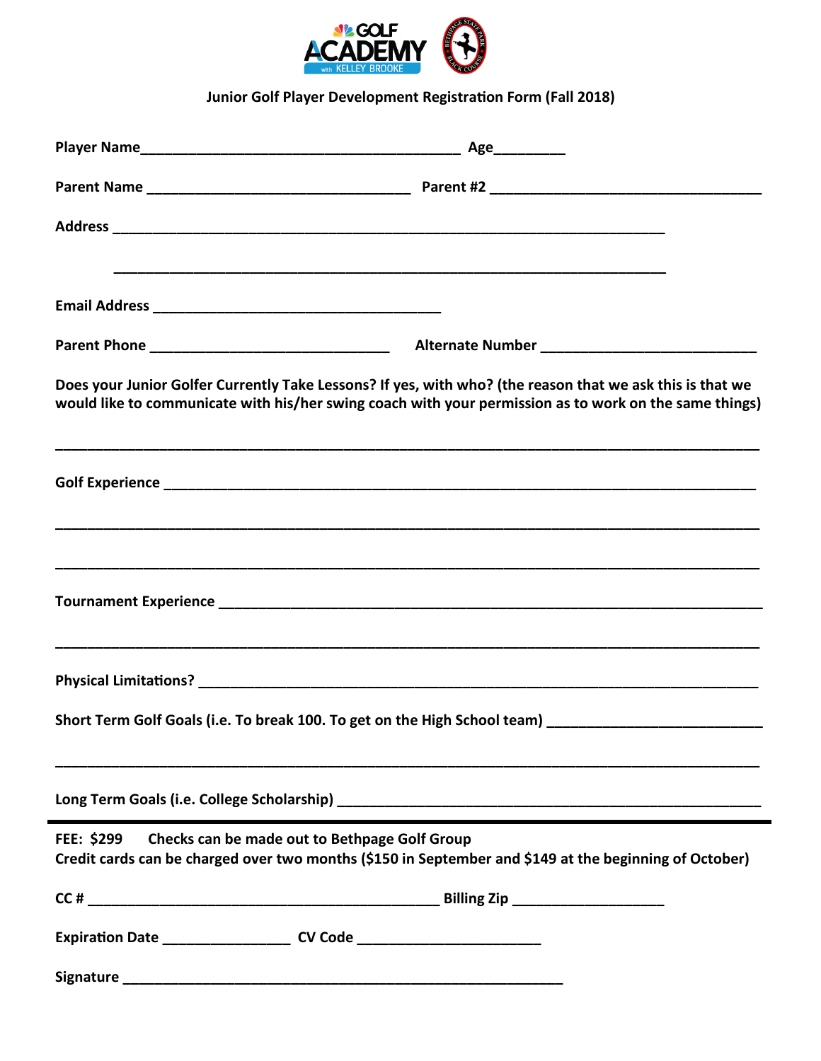GOLF ACADEMY with KELLEY BROOKE

## Junior Golf Player Development Registration Form (Fall 2018)

**Player Name**_________________________________________ **Age**_________

**Parent Name** __________________________________ **Parent #2** ___________________________________

**Address** _______________________________________________________________________

_______________________________________________________________________

**Email Address** _____________________________________

**Parent Phone** ______________________________ **Alternate Number** __________________________

**Does your Junior Golfer Currently Take Lessons? If yes, with who? (the reason that we ask this is that we would like to communicate with his/her swing coach with your permission as to work on the same things)**

________________________________________________________________________________

**Golf Experience** ___________________________________________________________________________

________________________________________________________________________________

________________________________________________________________________________

**Tournament Experience** _____________________________________________________________________

________________________________________________________________________________

**Physical Limitations?** _______________________________________________________________________

**Short Term Golf Goals (i.e. To break 100. To get on the High School team)** ___________________________

________________________________________________________________________________

**Long Term Goals (i.e. College Scholarship)** _________________________________________________

---

**FEE: $299 Checks can be made out to Bethpage Golf Group**
**Credit cards can be charged over two months ($150 in September and $149 at the beginning of October)**

**CC #** _____________________________________________ **Billing Zip** ____________________

**Expiration Date** ________________ **CV Code** _______________________

**Signature** ________________________________________________________